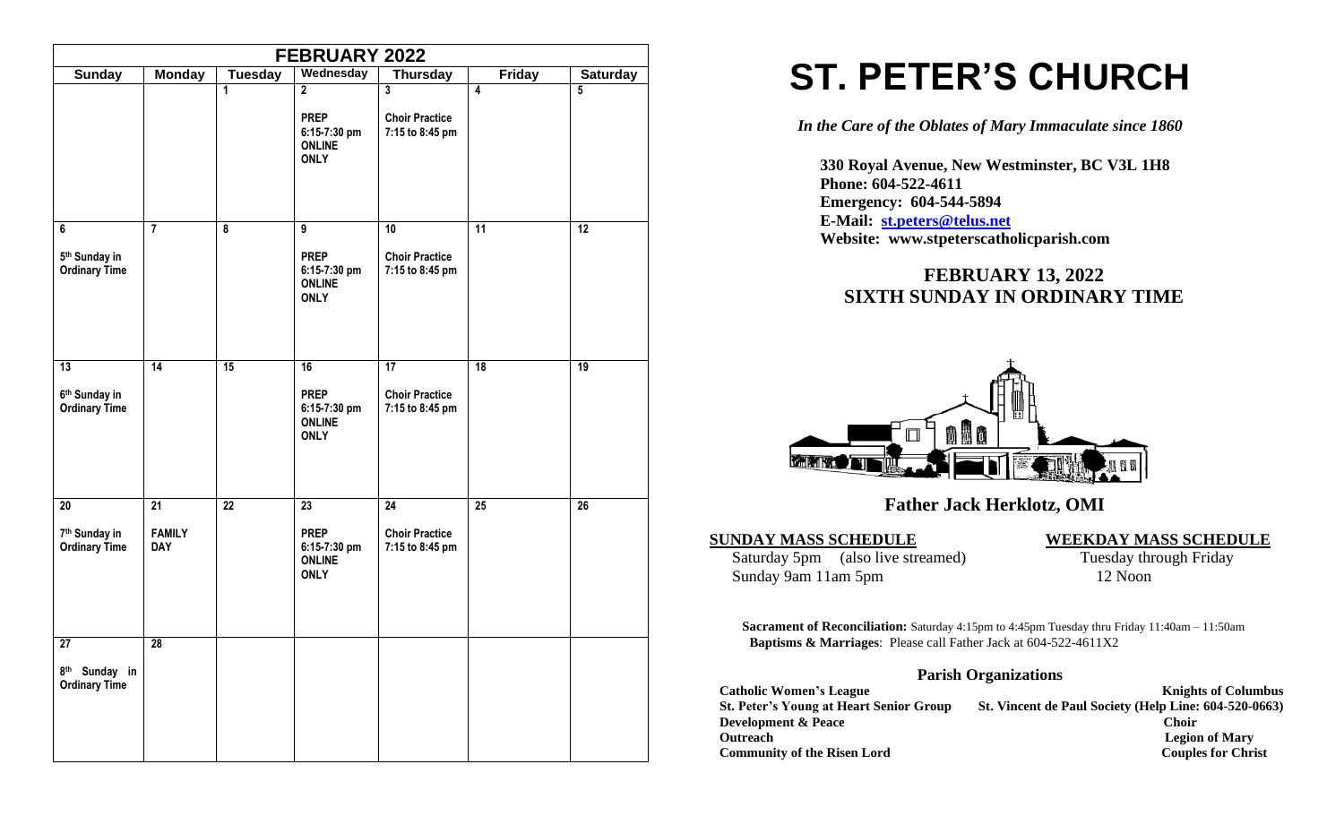| FEBRUARY 2022 | | | | | | |
|---|---|---|---|---|---|---|
| **Sunday** | **Monday** | **Tuesday** | **Wednesday** | **Thursday** | **Friday** | **Saturday** |
| | | 1 | 2<br><br>PREP<br>6:15-7:30 pm<br>ONLINE<br>ONLY | 3<br><br>Choir Practice<br>7:15 to 8:45 pm | 4 | 5 |
| 6<br><br>5th Sunday in Ordinary Time | 7 | 8 | 9<br><br>PREP<br>6:15-7:30 pm<br>ONLINE<br>ONLY | 10<br><br>Choir Practice<br>7:15 to 8:45 pm | 11 | 12 |
| 13<br><br>6th Sunday in Ordinary Time | 14 | 15 | 16<br><br>PREP<br>6:15-7:30 pm<br>ONLINE<br>ONLY | 17<br><br>Choir Practice<br>7:15 to 8:45 pm | 18 | 19 |
| 20<br><br>7th Sunday in Ordinary Time | 21<br><br>FAMILY DAY | 22 | 23<br><br>PREP<br>6:15-7:30 pm<br>ONLINE<br>ONLY | 24<br><br>Choir Practice<br>7:15 to 8:45 pm | 25 | 26 |
| 27<br><br>8th Sunday in Ordinary Time | 28 | | | | | |

# ST. PETER'S CHURCH

*In the Care of the Oblates of Mary Immaculate since 1860*

**330 Royal Avenue, New Westminster, BC V3L 1H8**
**Phone: 604-522-4611**
**Emergency: 604-544-5894**
**E-Mail: st.peters@telus.net**
**Website: www.stpeterscatholicparish.com**

## FEBRUARY 13, 2022
## SIXTH SUNDAY IN ORDINARY TIME

**Father Jack Herklotz, OMI**

**SUNDAY MASS SCHEDULE**

Saturday 5pm (also live streamed)
Sunday 9am 11am 5pm

**WEEKDAY MASS SCHEDULE**

Tuesday through Friday
12 Noon

**Sacrament of Reconciliation:** Saturday 4:15pm to 4:45pm Tuesday thru Friday 11:40am – 11:50am
**Baptisms & Marriages**: Please call Father Jack at 604-522-4611X2

### Parish Organizations

**Catholic Women's League**
**St. Peter's Young at Heart Senior Group**
**Development & Peace**
**Outreach**
**Community of the Risen Lord**
**Knights of Columbus**
**St. Vincent de Paul Society (Help Line: 604-520-0663)**
**Choir**
**Legion of Mary**
**Couples for Christ**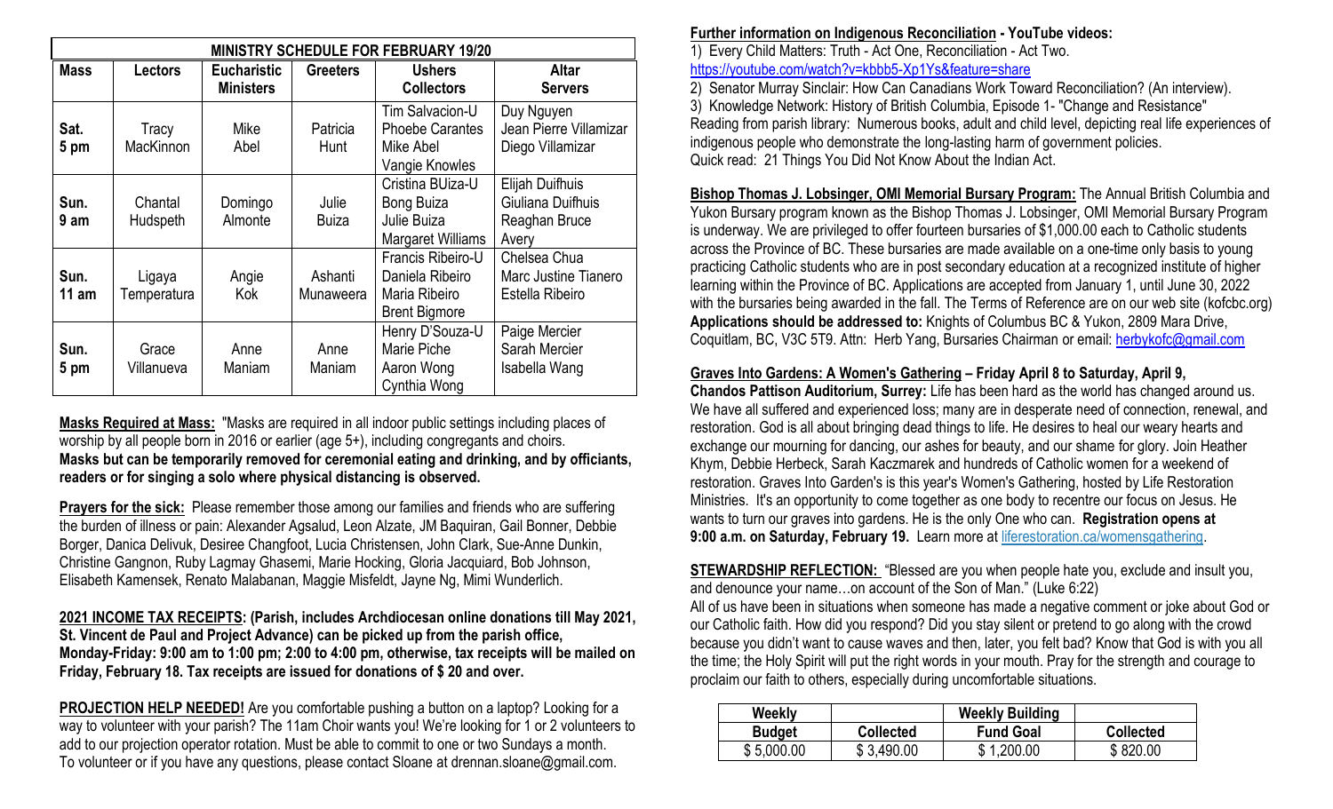| MINISTRY SCHEDULE FOR FEBRUARY 19/20 | | | | | |
|---|---|---|---|---|---|
| **Mass** | **Lectors** | **Eucharistic Ministers** | **Greeters** | **Ushers Collectors** | **Altar Servers** |
| Sat. 5 pm | Tracy MacKinnon | Mike Abel | Patricia Hunt | Tim Salvacion-U Phoebe Carantes Mike Abel Vangie Knowles | Duy Nguyen Jean Pierre Villamizar Diego Villamizar |
| Sun. 9 am | Chantal Hudspeth | Domingo Almonte | Julie Buiza | Cristina BUiza-U Bong Buiza Julie Buiza Margaret Williams | Elijah Duifhuis Giuliana Duifhuis Reaghan Bruce Avery |
| Sun. 11 am | Ligaya Temperatura | Angie Kok | Ashanti Munaweera | Francis Ribeiro-U Daniela Ribeiro Maria Ribeiro Brent Bigmore | Chelsea Chua Marc Justine Tianero Estella Ribeiro |
| Sun. 5 pm | Grace Villanueva | Anne Maniam | Anne Maniam | Henry D'Souza-U Marie Piche Aaron Wong Cynthia Wong | Paige Mercier Sarah Mercier Isabella Wang |

**Masks Required at Mass:** "Masks are required in all indoor public settings including places of worship by all people born in 2016 or earlier (age 5+), including congregants and choirs. **Masks but can be temporarily removed for ceremonial eating and drinking, and by officiants, readers or for singing a solo where physical distancing is observed.**

**Prayers for the sick:** Please remember those among our families and friends who are suffering the burden of illness or pain: Alexander Agsalud, Leon Alzate, JM Baquiran, Gail Bonner, Debbie Borger, Danica Delivuk, Desiree Changfoot, Lucia Christensen, John Clark, Sue-Anne Dunkin, Christine Gangnon, Ruby Lagmay Ghasemi, Marie Hocking, Gloria Jacquiard, Bob Johnson, Elisabeth Kamensek, Renato Malabanan, Maggie Misfeldt, Jayne Ng, Mimi Wunderlich.

**2021 INCOME TAX RECEIPTS: (Parish, includes Archdiocesan online donations till May 2021, St. Vincent de Paul and Project Advance) can be picked up from the parish office, Monday-Friday: 9:00 am to 1:00 pm; 2:00 to 4:00 pm, otherwise, tax receipts will be mailed on Friday, February 18. Tax receipts are issued for donations of $ 20 and over.**

**PROJECTION HELP NEEDED!** Are you comfortable pushing a button on a laptop? Looking for a way to volunteer with your parish? The 11am Choir wants you! We're looking for 1 or 2 volunteers to add to our projection operator rotation. Must be able to commit to one or two Sundays a month. To volunteer or if you have any questions, please contact Sloane at drennan.sloane@gmail.com.

**Further information on Indigenous Reconciliation - YouTube videos:**

1) Every Child Matters: Truth - Act One, Reconciliation - Act Two.
https://youtube.com/watch?v=kbbb5-Xp1Ys&feature=share
2) Senator Murray Sinclair: How Can Canadians Work Toward Reconciliation? (An interview).
3) Knowledge Network: History of British Columbia, Episode 1- "Change and Resistance"

Reading from parish library: Numerous books, adult and child level, depicting real life experiences of indigenous people who demonstrate the long-lasting harm of government policies.
Quick read: 21 Things You Did Not Know About the Indian Act.

**Bishop Thomas J. Lobsinger, OMI Memorial Bursary Program:** The Annual British Columbia and Yukon Bursary program known as the Bishop Thomas J. Lobsinger, OMI Memorial Bursary Program is underway. We are privileged to offer fourteen bursaries of $1,000.00 each to Catholic students across the Province of BC. These bursaries are made available on a one-time only basis to young practicing Catholic students who are in post secondary education at a recognized institute of higher learning within the Province of BC. Applications are accepted from January 1, until June 30, 2022 with the bursaries being awarded in the fall. The Terms of Reference are on our web site (kofcbc.org) **Applications should be addressed to:** Knights of Columbus BC & Yukon, 2809 Mara Drive, Coquitlam, BC, V3C 5T9. Attn: Herb Yang, Bursaries Chairman or email: herbykofc@gmail.com

**Graves Into Gardens: A Women's Gathering – Friday April 8 to Saturday, April 9, Chandos Pattison Auditorium, Surrey:** Life has been hard as the world has changed around us. We have all suffered and experienced loss; many are in desperate need of connection, renewal, and restoration. God is all about bringing dead things to life. He desires to heal our weary hearts and exchange our mourning for dancing, our ashes for beauty, and our shame for glory. Join Heather Khym, Debbie Herbeck, Sarah Kaczmarek and hundreds of Catholic women for a weekend of restoration. Graves Into Garden's is this year's Women's Gathering, hosted by Life Restoration Ministries. It's an opportunity to come together as one body to recentre our focus on Jesus. He wants to turn our graves into gardens. He is the only One who can. **Registration opens at 9:00 a.m. on Saturday, February 19.** Learn more at liferestoration.ca/womensgathering.

**STEWARDSHIP REFLECTION:** "Blessed are you when people hate you, exclude and insult you, and denounce your name…on account of the Son of Man." (Luke 6:22)
All of us have been in situations when someone has made a negative comment or joke about God or our Catholic faith. How did you respond? Did you stay silent or pretend to go along with the crowd because you didn't want to cause waves and then, later, you felt bad? Know that God is with you all the time; the Holy Spirit will put the right words in your mouth. Pray for the strength and courage to proclaim our faith to others, especially during uncomfortable situations.

| Weekly Budget | Collected | Weekly Building Fund Goal | Collected |
|---|---|---|---|
| $ 5,000.00 | $ 3,490.00 | $ 1,200.00 | $ 820.00 |